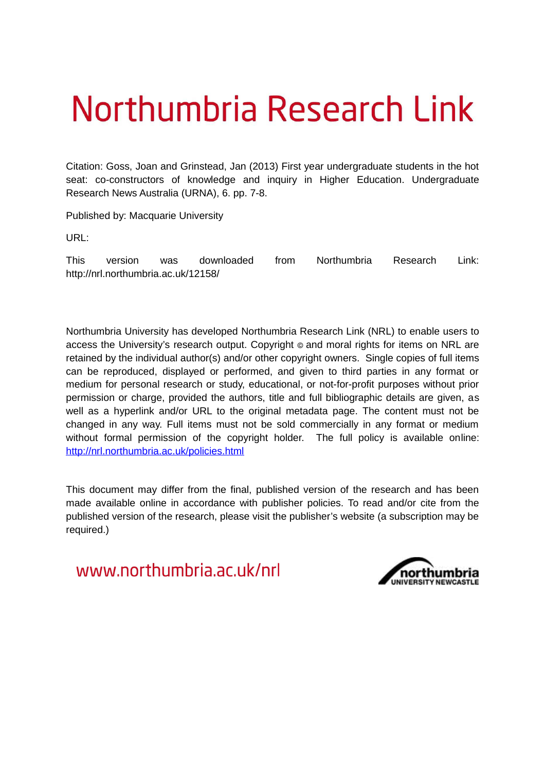# Northumbria Research Link

Citation: Goss, Joan and Grinstead, Jan (2013) First year undergraduate students in the hot seat: co-constructors of knowledge and inquiry in Higher Education. Undergraduate Research News Australia (URNA), 6. pp. 7-8.

Published by: Macquarie University

URL:

This version was downloaded from Northumbria Research Link: http://nrl.northumbria.ac.uk/12158/

Northumbria University has developed Northumbria Research Link (NRL) to enable users to access the University's research output. Copyright © and moral rights for items on NRL are retained by the individual author(s) and/or other copyright owners. Single copies of full items can be reproduced, displayed or performed, and given to third parties in any format or medium for personal research or study, educational, or not-for-profit purposes without prior permission or charge, provided the authors, title and full bibliographic details are given, as well as a hyperlink and/or URL to the original metadata page. The content must not be changed in any way. Full items must not be sold commercially in any format or medium without formal permission of the copyright holder. The full policy is available online: http://nrl.northumbria.ac.uk/policies.html

This document may differ from the final, published version of the research and has been made available online in accordance with publisher policies. To read and/or cite from the published version of the research, please visit the publisher's website (a subscription may be required.)

www.northumbria.ac.uk/nrl

northumbria UNIVERSITY NEWCASTLE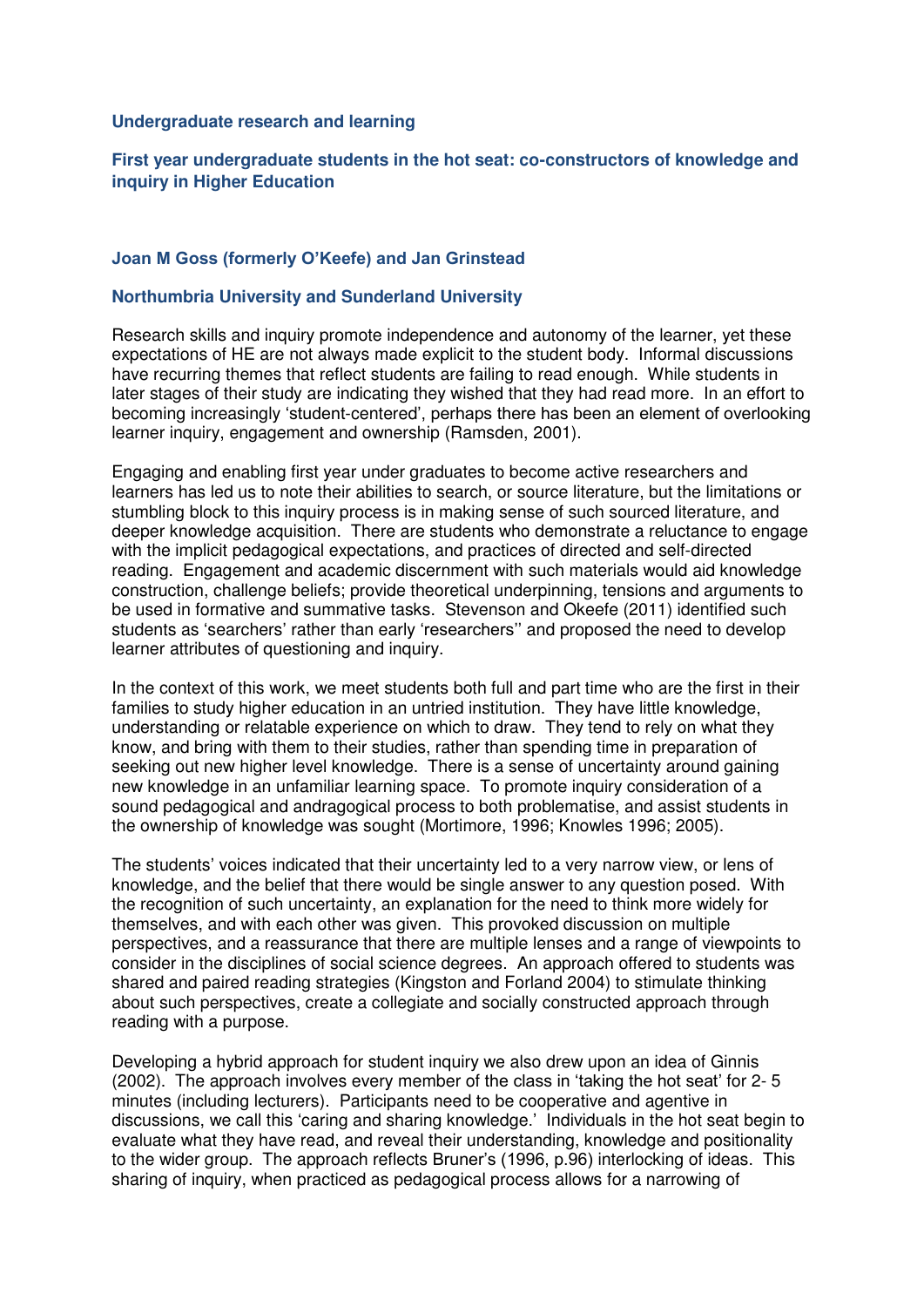**Undergraduate research and learning**

## First year undergraduate students in the hot seat: co-constructors of knowledge and inquiry in Higher Education

**Joan M Goss (formerly O'Keefe) and Jan Grinstead**

**Northumbria University and Sunderland University**

Research skills and inquiry promote independence and autonomy of the learner, yet these expectations of HE are not always made explicit to the student body. Informal discussions have recurring themes that reflect students are failing to read enough. While students in later stages of their study are indicating they wished that they had read more. In an effort to becoming increasingly 'student-centered', perhaps there has been an element of overlooking learner inquiry, engagement and ownership (Ramsden, 2001).

Engaging and enabling first year under graduates to become active researchers and learners has led us to note their abilities to search, or source literature, but the limitations or stumbling block to this inquiry process is in making sense of such sourced literature, and deeper knowledge acquisition. There are students who demonstrate a reluctance to engage with the implicit pedagogical expectations, and practices of directed and self-directed reading. Engagement and academic discernment with such materials would aid knowledge construction, challenge beliefs; provide theoretical underpinning, tensions and arguments to be used in formative and summative tasks. Stevenson and Okeefe (2011) identified such students as 'searchers' rather than early 'researchers'' and proposed the need to develop learner attributes of questioning and inquiry.

In the context of this work, we meet students both full and part time who are the first in their families to study higher education in an untried institution. They have little knowledge, understanding or relatable experience on which to draw. They tend to rely on what they know, and bring with them to their studies, rather than spending time in preparation of seeking out new higher level knowledge. There is a sense of uncertainty around gaining new knowledge in an unfamiliar learning space. To promote inquiry consideration of a sound pedagogical and andragogical process to both problematise, and assist students in the ownership of knowledge was sought (Mortimore, 1996; Knowles 1996; 2005).

The students' voices indicated that their uncertainty led to a very narrow view, or lens of knowledge, and the belief that there would be single answer to any question posed. With the recognition of such uncertainty, an explanation for the need to think more widely for themselves, and with each other was given. This provoked discussion on multiple perspectives, and a reassurance that there are multiple lenses and a range of viewpoints to consider in the disciplines of social science degrees. An approach offered to students was shared and paired reading strategies (Kingston and Forland 2004) to stimulate thinking about such perspectives, create a collegiate and socially constructed approach through reading with a purpose.

Developing a hybrid approach for student inquiry we also drew upon an idea of Ginnis (2002). The approach involves every member of the class in 'taking the hot seat' for 2- 5 minutes (including lecturers). Participants need to be cooperative and agentive in discussions, we call this 'caring and sharing knowledge.' Individuals in the hot seat begin to evaluate what they have read, and reveal their understanding, knowledge and positionality to the wider group. The approach reflects Bruner's (1996, p.96) interlocking of ideas. This sharing of inquiry, when practiced as pedagogical process allows for a narrowing of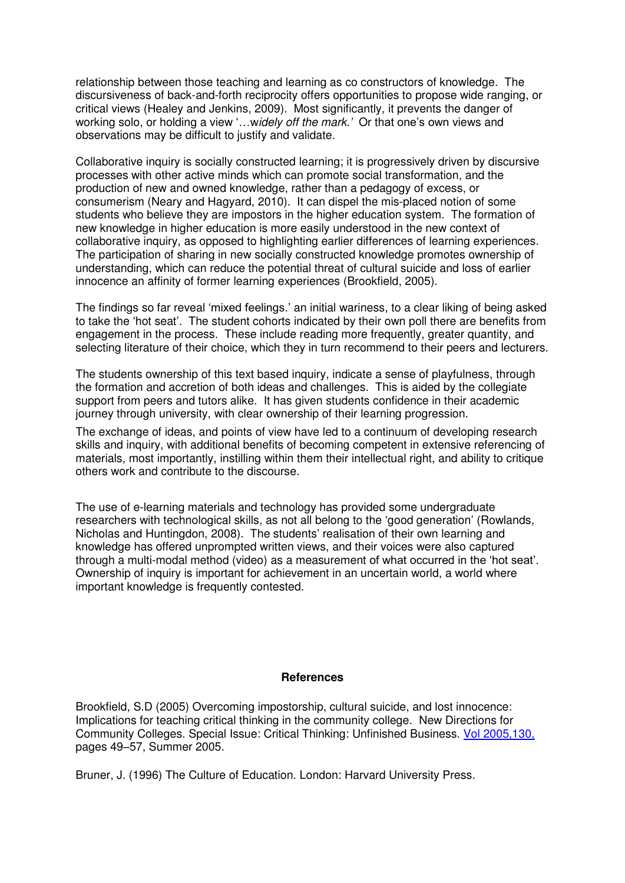relationship between those teaching and learning as co constructors of knowledge. The discursiveness of back-and-forth reciprocity offers opportunities to propose wide ranging, or critical views (Healey and Jenkins, 2009). Most significantly, it prevents the danger of working solo, or holding a view '…w*idely off the mark.'* Or that one's own views and observations may be difficult to justify and validate.

Collaborative inquiry is socially constructed learning; it is progressively driven by discursive processes with other active minds which can promote social transformation, and the production of new and owned knowledge, rather than a pedagogy of excess, or consumerism (Neary and Hagyard, 2010). It can dispel the mis-placed notion of some students who believe they are impostors in the higher education system. The formation of new knowledge in higher education is more easily understood in the new context of collaborative inquiry, as opposed to highlighting earlier differences of learning experiences. The participation of sharing in new socially constructed knowledge promotes ownership of understanding, which can reduce the potential threat of cultural suicide and loss of earlier innocence an affinity of former learning experiences (Brookfield, 2005).

The findings so far reveal 'mixed feelings.' an initial wariness, to a clear liking of being asked to take the 'hot seat'. The student cohorts indicated by their own poll there are benefits from engagement in the process. These include reading more frequently, greater quantity, and selecting literature of their choice, which they in turn recommend to their peers and lecturers.

The students ownership of this text based inquiry, indicate a sense of playfulness, through the formation and accretion of both ideas and challenges. This is aided by the collegiate support from peers and tutors alike. It has given students confidence in their academic journey through university, with clear ownership of their learning progression.

The exchange of ideas, and points of view have led to a continuum of developing research skills and inquiry, with additional benefits of becoming competent in extensive referencing of materials, most importantly, instilling within them their intellectual right, and ability to critique others work and contribute to the discourse.

The use of e-learning materials and technology has provided some undergraduate researchers with technological skills, as not all belong to the 'good generation' (Rowlands, Nicholas and Huntingdon, 2008). The students' realisation of their own learning and knowledge has offered unprompted written views, and their voices were also captured through a multi-modal method (video) as a measurement of what occurred in the 'hot seat'. Ownership of inquiry is important for achievement in an uncertain world, a world where important knowledge is frequently contested.

**References**

Brookfield, S.D (2005) Overcoming impostorship, cultural suicide, and lost innocence: Implications for teaching critical thinking in the community college. New Directions for Community Colleges. Special Issue: Critical Thinking: Unfinished Business. Vol 2005,130, pages 49–57, Summer 2005.

Bruner, J. (1996) The Culture of Education. London: Harvard University Press.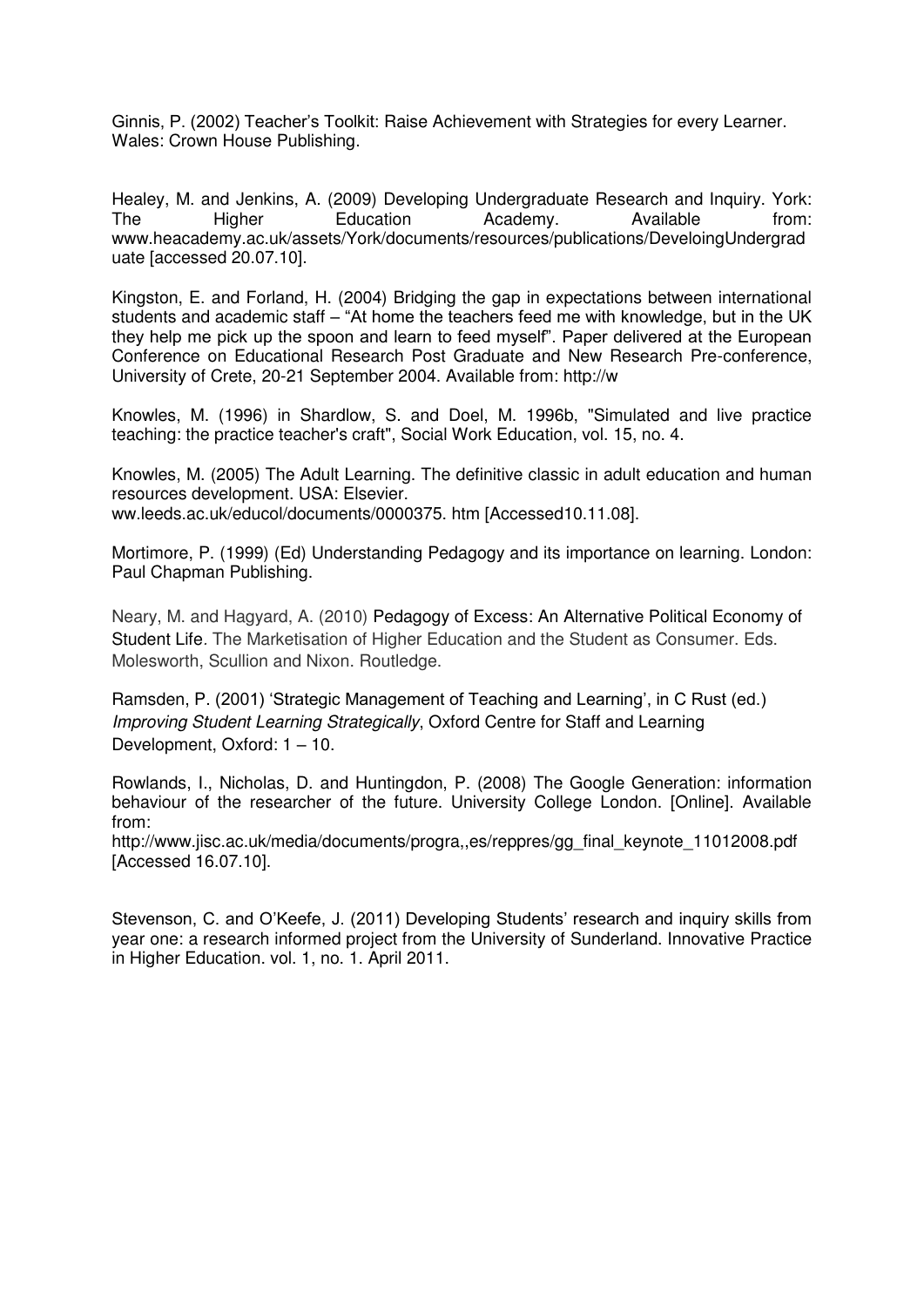Ginnis, P. (2002) Teacher's Toolkit: Raise Achievement with Strategies for every Learner. Wales: Crown House Publishing.

Healey, M. and Jenkins, A. (2009) Developing Undergraduate Research and Inquiry. York: The Higher Education Academy. Available from: www.heacademy.ac.uk/assets/York/documents/resources/publications/DeveloingUndergraduate [accessed 20.07.10].

Kingston, E. and Forland, H. (2004) Bridging the gap in expectations between international students and academic staff – "At home the teachers feed me with knowledge, but in the UK they help me pick up the spoon and learn to feed myself". Paper delivered at the European Conference on Educational Research Post Graduate and New Research Pre-conference, University of Crete, 20-21 September 2004. Available from: http://w

Knowles, M. (1996) in Shardlow, S. and Doel, M. 1996b, "Simulated and live practice teaching: the practice teacher's craft", Social Work Education, vol. 15, no. 4.

Knowles, M. (2005) The Adult Learning. The definitive classic in adult education and human resources development. USA: Elsevier.
ww.leeds.ac.uk/educol/documents/0000375. htm [Accessed10.11.08].

Mortimore, P. (1999) (Ed) Understanding Pedagogy and its importance on learning. London: Paul Chapman Publishing.

Neary, M. and Hagyard, A. (2010) Pedagogy of Excess: An Alternative Political Economy of Student Life. The Marketisation of Higher Education and the Student as Consumer. Eds. Molesworth, Scullion and Nixon. Routledge.

Ramsden, P. (2001) 'Strategic Management of Teaching and Learning', in C Rust (ed.) *Improving Student Learning Strategically*, Oxford Centre for Staff and Learning Development, Oxford: 1 – 10.

Rowlands, I., Nicholas, D. and Huntingdon, P. (2008) The Google Generation: information behaviour of the researcher of the future. University College London. [Online]. Available from:
http://www.jisc.ac.uk/media/documents/progra,,es/reppres/gg_final_keynote_11012008.pdf [Accessed 16.07.10].

Stevenson, C. and O'Keefe, J. (2011) Developing Students' research and inquiry skills from year one: a research informed project from the University of Sunderland. Innovative Practice in Higher Education. vol. 1, no. 1. April 2011.